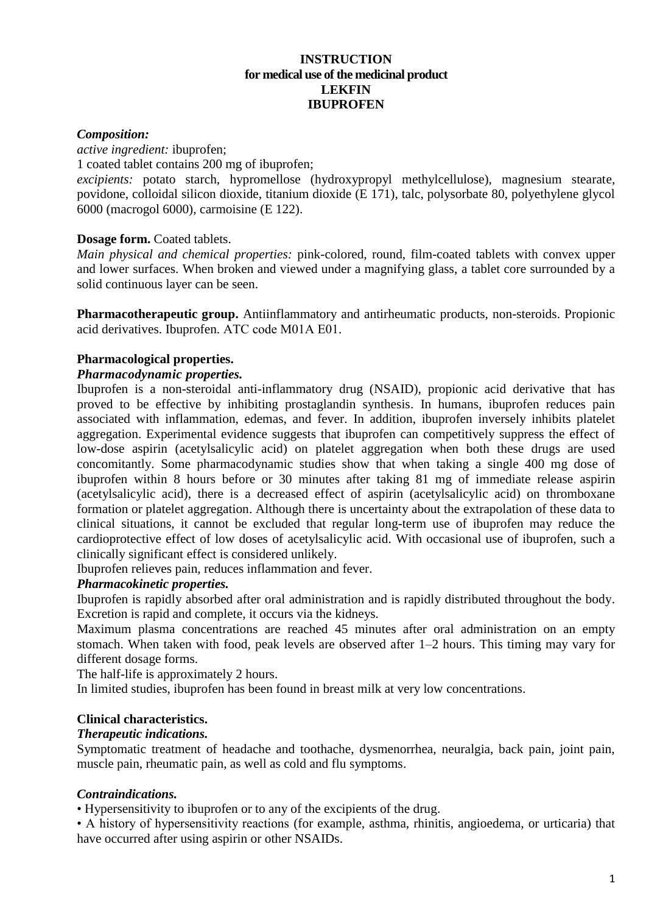# INSTRUCTION
## for medical use of the medicinal product
## LEKFIN
## IBUPROFEN

***Composition:***

*active ingredient:* ibuprofen;

1 coated tablet contains 200 mg of ibuprofen;

*excipients:* potato starch, hypromellose (hydroxypropyl methylcellulose), magnesium stearate, povidone, colloidal silicon dioxide, titanium dioxide (E 171), talc, polysorbate 80, polyethylene glycol 6000 (macrogol 6000), carmoisine (E 122).

**Dosage form.** Coated tablets.

*Main physical and chemical properties:* pink-colored, round, film-coated tablets with convex upper and lower surfaces. When broken and viewed under a magnifying glass, a tablet core surrounded by a solid continuous layer can be seen.

**Pharmacotherapeutic group.** Antiinflammatory and antirheumatic products, non-steroids. Propionic acid derivatives. Ibuprofen. ATC code M01A E01.

**Pharmacological properties.**

***Pharmacodynamic properties.***

Ibuprofen is a non-steroidal anti-inflammatory drug (NSAID), propionic acid derivative that has proved to be effective by inhibiting prostaglandin synthesis. In humans, ibuprofen reduces pain associated with inflammation, edemas, and fever. In addition, ibuprofen inversely inhibits platelet aggregation. Experimental evidence suggests that ibuprofen can competitively suppress the effect of low-dose aspirin (acetylsalicylic acid) on platelet aggregation when both these drugs are used concomitantly. Some pharmacodynamic studies show that when taking a single 400 mg dose of ibuprofen within 8 hours before or 30 minutes after taking 81 mg of immediate release aspirin (acetylsalicylic acid), there is a decreased effect of aspirin (acetylsalicylic acid) on thromboxane formation or platelet aggregation. Although there is uncertainty about the extrapolation of these data to clinical situations, it cannot be excluded that regular long-term use of ibuprofen may reduce the cardioprotective effect of low doses of acetylsalicylic acid. With occasional use of ibuprofen, such a clinically significant effect is considered unlikely.

Ibuprofen relieves pain, reduces inflammation and fever.

***Pharmacokinetic properties.***

Ibuprofen is rapidly absorbed after oral administration and is rapidly distributed throughout the body. Excretion is rapid and complete, it occurs via the kidneys.

Maximum plasma concentrations are reached 45 minutes after oral administration on an empty stomach. When taken with food, peak levels are observed after 1–2 hours. This timing may vary for different dosage forms.

The half-life is approximately 2 hours.

In limited studies, ibuprofen has been found in breast milk at very low concentrations.

**Clinical characteristics.**

***Therapeutic indications.***

Symptomatic treatment of headache and toothache, dysmenorrhea, neuralgia, back pain, joint pain, muscle pain, rheumatic pain, as well as cold and flu symptoms.

***Contraindications.***

- Hypersensitivity to ibuprofen or to any of the excipients of the drug.
- A history of hypersensitivity reactions (for example, asthma, rhinitis, angioedema, or urticaria) that have occurred after using aspirin or other NSAIDs.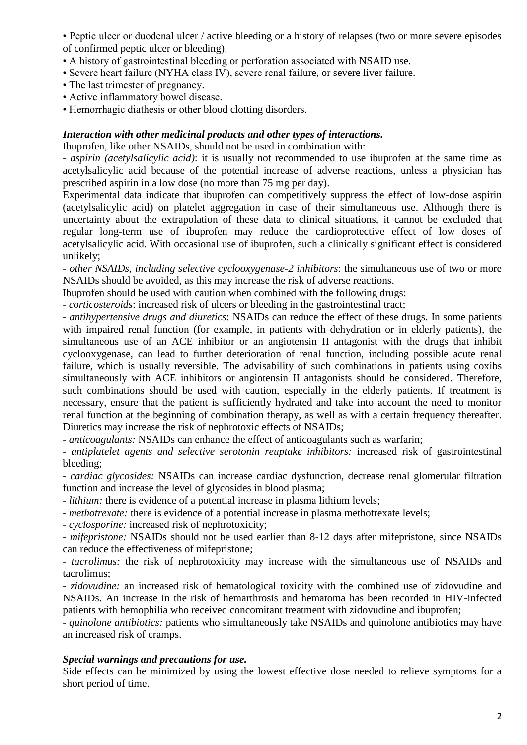• Peptic ulcer or duodenal ulcer / active bleeding or a history of relapses (two or more severe episodes of confirmed peptic ulcer or bleeding).
• A history of gastrointestinal bleeding or perforation associated with NSAID use.
• Severe heart failure (NYHA class IV), severe renal failure, or severe liver failure.
• The last trimester of pregnancy.
• Active inflammatory bowel disease.
• Hemorrhagic diathesis or other blood clotting disorders.

***Interaction with other medicinal products and other types of interactions.***

Ibuprofen, like other NSAIDs, should not be used in combination with:

- *aspirin (acetylsalicylic acid)*: it is usually not recommended to use ibuprofen at the same time as acetylsalicylic acid because of the potential increase of adverse reactions, unless a physician has prescribed aspirin in a low dose (no more than 75 mg per day).

Experimental data indicate that ibuprofen can competitively suppress the effect of low-dose aspirin (acetylsalicylic acid) on platelet aggregation in case of their simultaneous use. Although there is uncertainty about the extrapolation of these data to clinical situations, it cannot be excluded that regular long-term use of ibuprofen may reduce the cardioprotective effect of low doses of acetylsalicylic acid. With occasional use of ibuprofen, such a clinically significant effect is considered unlikely;

- *other NSAIDs, including selective cyclooxygenase-2 inhibitors*: the simultaneous use of two or more NSAIDs should be avoided, as this may increase the risk of adverse reactions.

Ibuprofen should be used with caution when combined with the following drugs:

- *corticosteroids*: increased risk of ulcers or bleeding in the gastrointestinal tract;

- *antihypertensive drugs and diuretics*: NSAIDs can reduce the effect of these drugs. In some patients with impaired renal function (for example, in patients with dehydration or in elderly patients), the simultaneous use of an ACE inhibitor or an angiotensin II antagonist with the drugs that inhibit cyclooxygenase, can lead to further deterioration of renal function, including possible acute renal failure, which is usually reversible. The advisability of such combinations in patients using coxibs simultaneously with ACE inhibitors or angiotensin II antagonists should be considered. Therefore, such combinations should be used with caution, especially in the elderly patients. If treatment is necessary, ensure that the patient is sufficiently hydrated and take into account the need to monitor renal function at the beginning of combination therapy, as well as with a certain frequency thereafter. Diuretics may increase the risk of nephrotoxic effects of NSAIDs;

- *anticoagulants:* NSAIDs can enhance the effect of anticoagulants such as warfarin;

- *antiplatelet agents and selective serotonin reuptake inhibitors:* increased risk of gastrointestinal bleeding;

- *cardiac glycosides:* NSAIDs can increase cardiac dysfunction, decrease renal glomerular filtration function and increase the level of glycosides in blood plasma;

- *lithium:* there is evidence of a potential increase in plasma lithium levels;

- *methotrexate:* there is evidence of a potential increase in plasma methotrexate levels;

- *cyclosporine:* increased risk of nephrotoxicity;

- *mifepristone:* NSAIDs should not be used earlier than 8-12 days after mifepristone, since NSAIDs can reduce the effectiveness of mifepristone;

- *tacrolimus:* the risk of nephrotoxicity may increase with the simultaneous use of NSAIDs and tacrolimus;

- *zidovudine:* an increased risk of hematological toxicity with the combined use of zidovudine and NSAIDs. An increase in the risk of hemarthrosis and hematoma has been recorded in HIV-infected patients with hemophilia who received concomitant treatment with zidovudine and ibuprofen;

- *quinolone antibiotics:* patients who simultaneously take NSAIDs and quinolone antibiotics may have an increased risk of cramps.

***Special warnings and precautions for use.***

Side effects can be minimized by using the lowest effective dose needed to relieve symptoms for a short period of time.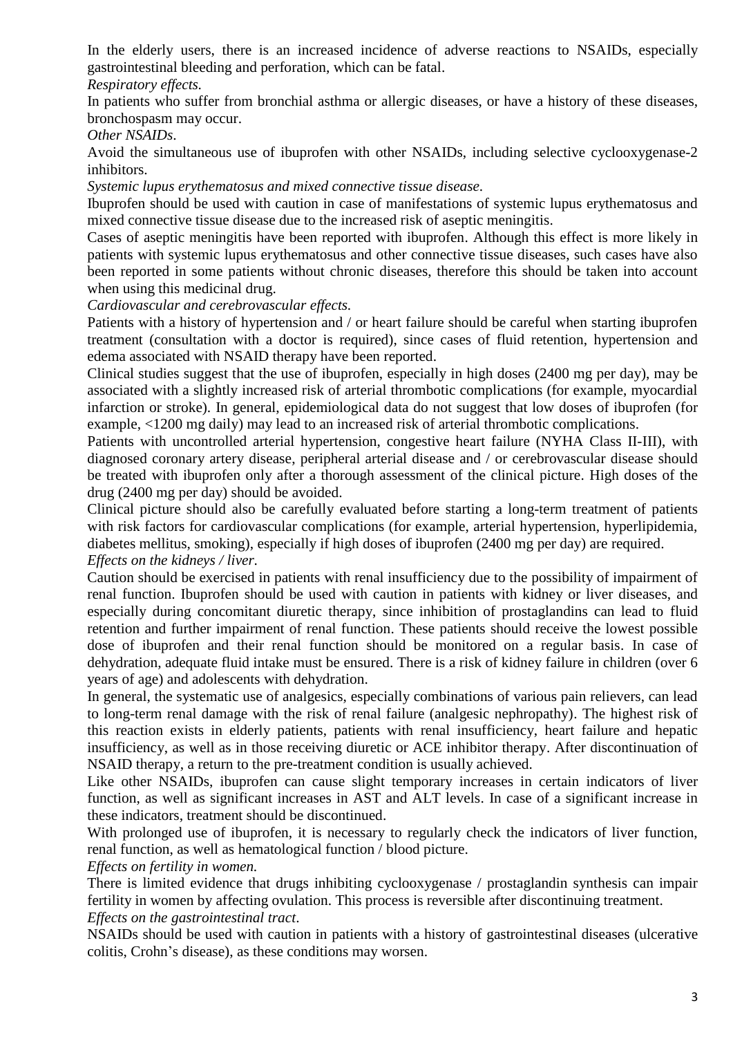In the elderly users, there is an increased incidence of adverse reactions to NSAIDs, especially gastrointestinal bleeding and perforation, which can be fatal.

*Respiratory effects.*

In patients who suffer from bronchial asthma or allergic diseases, or have a history of these diseases, bronchospasm may occur.

*Other NSAIDs.*

Avoid the simultaneous use of ibuprofen with other NSAIDs, including selective cyclooxygenase-2 inhibitors.

*Systemic lupus erythematosus and mixed connective tissue disease.*

Ibuprofen should be used with caution in case of manifestations of systemic lupus erythematosus and mixed connective tissue disease due to the increased risk of aseptic meningitis.

Cases of aseptic meningitis have been reported with ibuprofen. Although this effect is more likely in patients with systemic lupus erythematosus and other connective tissue diseases, such cases have also been reported in some patients without chronic diseases, therefore this should be taken into account when using this medicinal drug.

*Cardiovascular and cerebrovascular effects.*

Patients with a history of hypertension and / or heart failure should be careful when starting ibuprofen treatment (consultation with a doctor is required), since cases of fluid retention, hypertension and edema associated with NSAID therapy have been reported.

Clinical studies suggest that the use of ibuprofen, especially in high doses (2400 mg per day), may be associated with a slightly increased risk of arterial thrombotic complications (for example, myocardial infarction or stroke). In general, epidemiological data do not suggest that low doses of ibuprofen (for example, <1200 mg daily) may lead to an increased risk of arterial thrombotic complications.

Patients with uncontrolled arterial hypertension, congestive heart failure (NYHA Class II-III), with diagnosed coronary artery disease, peripheral arterial disease and / or cerebrovascular disease should be treated with ibuprofen only after a thorough assessment of the clinical picture. High doses of the drug (2400 mg per day) should be avoided.

Clinical picture should also be carefully evaluated before starting a long-term treatment of patients with risk factors for cardiovascular complications (for example, arterial hypertension, hyperlipidemia, diabetes mellitus, smoking), especially if high doses of ibuprofen (2400 mg per day) are required.

*Effects on the kidneys / liver.*

Caution should be exercised in patients with renal insufficiency due to the possibility of impairment of renal function. Ibuprofen should be used with caution in patients with kidney or liver diseases, and especially during concomitant diuretic therapy, since inhibition of prostaglandins can lead to fluid retention and further impairment of renal function. These patients should receive the lowest possible dose of ibuprofen and their renal function should be monitored on a regular basis. In case of dehydration, adequate fluid intake must be ensured. There is a risk of kidney failure in children (over 6 years of age) and adolescents with dehydration.

In general, the systematic use of analgesics, especially combinations of various pain relievers, can lead to long-term renal damage with the risk of renal failure (analgesic nephropathy). The highest risk of this reaction exists in elderly patients, patients with renal insufficiency, heart failure and hepatic insufficiency, as well as in those receiving diuretic or ACE inhibitor therapy. After discontinuation of NSAID therapy, a return to the pre-treatment condition is usually achieved.

Like other NSAIDs, ibuprofen can cause slight temporary increases in certain indicators of liver function, as well as significant increases in AST and ALT levels. In case of a significant increase in these indicators, treatment should be discontinued.

With prolonged use of ibuprofen, it is necessary to regularly check the indicators of liver function, renal function, as well as hematological function / blood picture.

*Effects on fertility in women.*

There is limited evidence that drugs inhibiting cyclooxygenase / prostaglandin synthesis can impair fertility in women by affecting ovulation. This process is reversible after discontinuing treatment.

*Effects on the gastrointestinal tract.*

NSAIDs should be used with caution in patients with a history of gastrointestinal diseases (ulcerative colitis, Crohn's disease), as these conditions may worsen.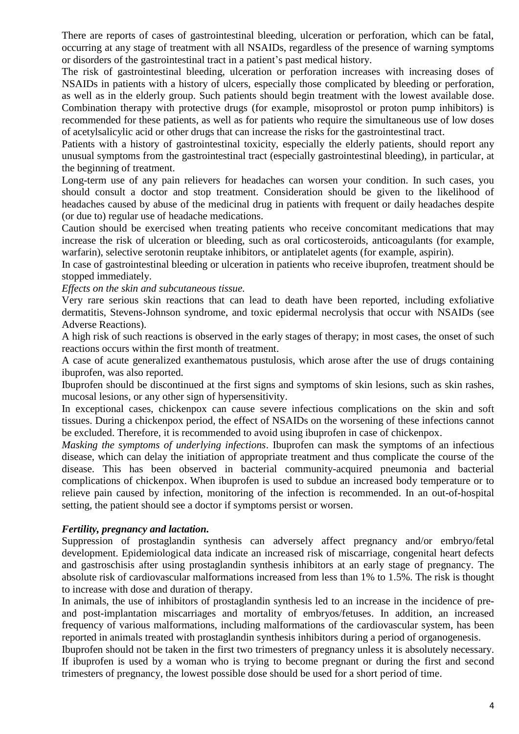There are reports of cases of gastrointestinal bleeding, ulceration or perforation, which can be fatal, occurring at any stage of treatment with all NSAIDs, regardless of the presence of warning symptoms or disorders of the gastrointestinal tract in a patient's past medical history.

The risk of gastrointestinal bleeding, ulceration or perforation increases with increasing doses of NSAIDs in patients with a history of ulcers, especially those complicated by bleeding or perforation, as well as in the elderly group. Such patients should begin treatment with the lowest available dose. Combination therapy with protective drugs (for example, misoprostol or proton pump inhibitors) is recommended for these patients, as well as for patients who require the simultaneous use of low doses of acetylsalicylic acid or other drugs that can increase the risks for the gastrointestinal tract.

Patients with a history of gastrointestinal toxicity, especially the elderly patients, should report any unusual symptoms from the gastrointestinal tract (especially gastrointestinal bleeding), in particular, at the beginning of treatment.

Long-term use of any pain relievers for headaches can worsen your condition. In such cases, you should consult a doctor and stop treatment. Consideration should be given to the likelihood of headaches caused by abuse of the medicinal drug in patients with frequent or daily headaches despite (or due to) regular use of headache medications.

Caution should be exercised when treating patients who receive concomitant medications that may increase the risk of ulceration or bleeding, such as oral corticosteroids, anticoagulants (for example, warfarin), selective serotonin reuptake inhibitors, or antiplatelet agents (for example, aspirin).

In case of gastrointestinal bleeding or ulceration in patients who receive ibuprofen, treatment should be stopped immediately.

*Effects on the skin and subcutaneous tissue.*

Very rare serious skin reactions that can lead to death have been reported, including exfoliative dermatitis, Stevens-Johnson syndrome, and toxic epidermal necrolysis that occur with NSAIDs (see Adverse Reactions).

A high risk of such reactions is observed in the early stages of therapy; in most cases, the onset of such reactions occurs within the first month of treatment.

A case of acute generalized exanthematous pustulosis, which arose after the use of drugs containing ibuprofen, was also reported.

Ibuprofen should be discontinued at the first signs and symptoms of skin lesions, such as skin rashes, mucosal lesions, or any other sign of hypersensitivity.

In exceptional cases, chickenpox can cause severe infectious complications on the skin and soft tissues. During a chickenpox period, the effect of NSAIDs on the worsening of these infections cannot be excluded. Therefore, it is recommended to avoid using ibuprofen in case of chickenpox.

*Masking the symptoms of underlying infections*. Ibuprofen can mask the symptoms of an infectious disease, which can delay the initiation of appropriate treatment and thus complicate the course of the disease. This has been observed in bacterial community-acquired pneumonia and bacterial complications of chickenpox. When ibuprofen is used to subdue an increased body temperature or to relieve pain caused by infection, monitoring of the infection is recommended. In an out-of-hospital setting, the patient should see a doctor if symptoms persist or worsen.

***Fertility, pregnancy and lactation.***

Suppression of prostaglandin synthesis can adversely affect pregnancy and/or embryo/fetal development. Epidemiological data indicate an increased risk of miscarriage, congenital heart defects and gastroschisis after using prostaglandin synthesis inhibitors at an early stage of pregnancy. The absolute risk of cardiovascular malformations increased from less than 1% to 1.5%. The risk is thought to increase with dose and duration of therapy.

In animals, the use of inhibitors of prostaglandin synthesis led to an increase in the incidence of pre- and post-implantation miscarriages and mortality of embryos/fetuses. In addition, an increased frequency of various malformations, including malformations of the cardiovascular system, has been reported in animals treated with prostaglandin synthesis inhibitors during a period of organogenesis.

Ibuprofen should not be taken in the first two trimesters of pregnancy unless it is absolutely necessary. If ibuprofen is used by a woman who is trying to become pregnant or during the first and second trimesters of pregnancy, the lowest possible dose should be used for a short period of time.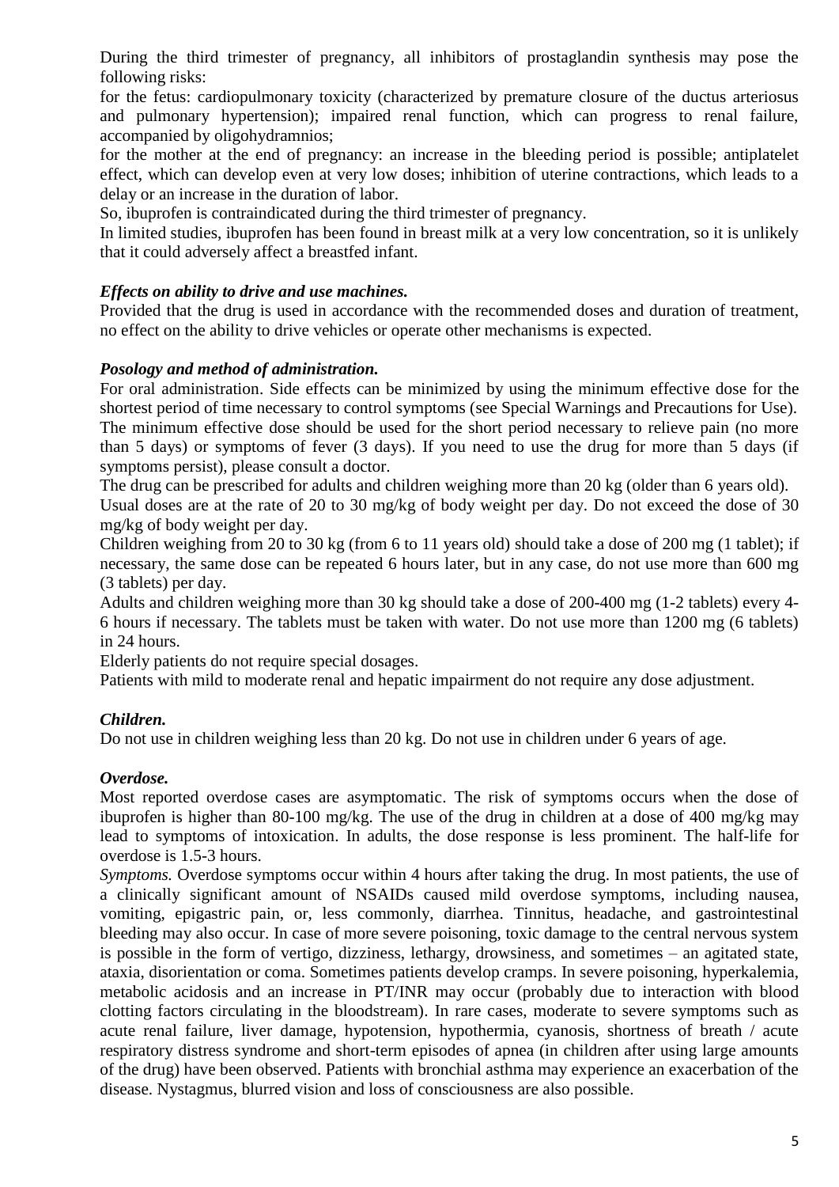During the third trimester of pregnancy, all inhibitors of prostaglandin synthesis may pose the following risks:

for the fetus: cardiopulmonary toxicity (characterized by premature closure of the ductus arteriosus and pulmonary hypertension); impaired renal function, which can progress to renal failure, accompanied by oligohydramnios;

for the mother at the end of pregnancy: an increase in the bleeding period is possible; antiplatelet effect, which can develop even at very low doses; inhibition of uterine contractions, which leads to a delay or an increase in the duration of labor.

So, ibuprofen is contraindicated during the third trimester of pregnancy.

In limited studies, ibuprofen has been found in breast milk at a very low concentration, so it is unlikely that it could adversely affect a breastfed infant.

***Effects on ability to drive and use machines.***

Provided that the drug is used in accordance with the recommended doses and duration of treatment, no effect on the ability to drive vehicles or operate other mechanisms is expected.

***Posology and method of administration.***

For oral administration. Side effects can be minimized by using the minimum effective dose for the shortest period of time necessary to control symptoms (see Special Warnings and Precautions for Use). The minimum effective dose should be used for the short period necessary to relieve pain (no more than 5 days) or symptoms of fever (3 days). If you need to use the drug for more than 5 days (if symptoms persist), please consult a doctor.

The drug can be prescribed for adults and children weighing more than 20 kg (older than 6 years old).

Usual doses are at the rate of 20 to 30 mg/kg of body weight per day. Do not exceed the dose of 30 mg/kg of body weight per day.

Children weighing from 20 to 30 kg (from 6 to 11 years old) should take a dose of 200 mg (1 tablet); if necessary, the same dose can be repeated 6 hours later, but in any case, do not use more than 600 mg (3 tablets) per day.

Adults and children weighing more than 30 kg should take a dose of 200-400 mg (1-2 tablets) every 4-6 hours if necessary. The tablets must be taken with water. Do not use more than 1200 mg (6 tablets) in 24 hours.

Elderly patients do not require special dosages.

Patients with mild to moderate renal and hepatic impairment do not require any dose adjustment.

***Children.***

Do not use in children weighing less than 20 kg. Do not use in children under 6 years of age.

***Overdose.***

Most reported overdose cases are asymptomatic. The risk of symptoms occurs when the dose of ibuprofen is higher than 80-100 mg/kg. The use of the drug in children at a dose of 400 mg/kg may lead to symptoms of intoxication. In adults, the dose response is less prominent. The half-life for overdose is 1.5-3 hours.

*Symptoms.* Overdose symptoms occur within 4 hours after taking the drug. In most patients, the use of a clinically significant amount of NSAIDs caused mild overdose symptoms, including nausea, vomiting, epigastric pain, or, less commonly, diarrhea. Tinnitus, headache, and gastrointestinal bleeding may also occur. In case of more severe poisoning, toxic damage to the central nervous system is possible in the form of vertigo, dizziness, lethargy, drowsiness, and sometimes – an agitated state, ataxia, disorientation or coma. Sometimes patients develop cramps. In severe poisoning, hyperkalemia, metabolic acidosis and an increase in PT/INR may occur (probably due to interaction with blood clotting factors circulating in the bloodstream). In rare cases, moderate to severe symptoms such as acute renal failure, liver damage, hypotension, hypothermia, cyanosis, shortness of breath / acute respiratory distress syndrome and short-term episodes of apnea (in children after using large amounts of the drug) have been observed. Patients with bronchial asthma may experience an exacerbation of the disease. Nystagmus, blurred vision and loss of consciousness are also possible.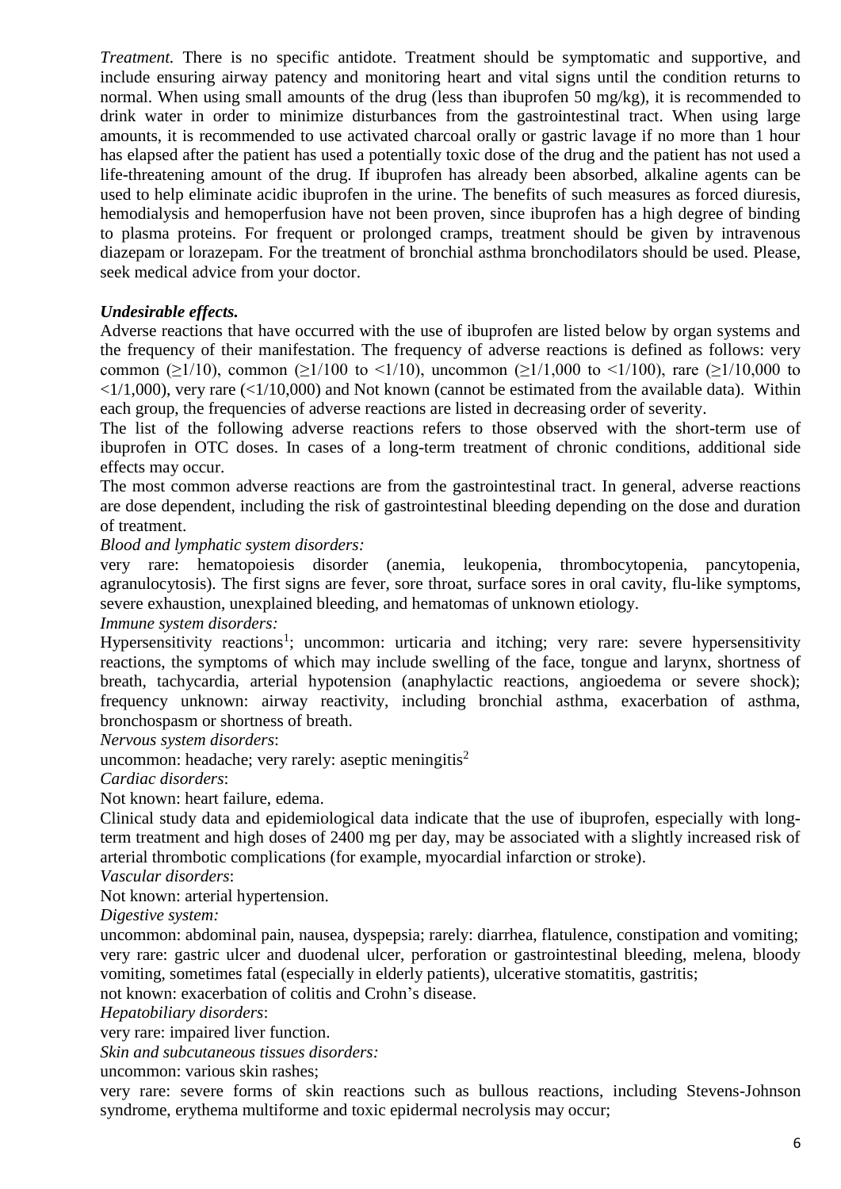*Treatment.* There is no specific antidote. Treatment should be symptomatic and supportive, and include ensuring airway patency and monitoring heart and vital signs until the condition returns to normal. When using small amounts of the drug (less than ibuprofen 50 mg/kg), it is recommended to drink water in order to minimize disturbances from the gastrointestinal tract. When using large amounts, it is recommended to use activated charcoal orally or gastric lavage if no more than 1 hour has elapsed after the patient has used a potentially toxic dose of the drug and the patient has not used a life-threatening amount of the drug. If ibuprofen has already been absorbed, alkaline agents can be used to help eliminate acidic ibuprofen in the urine. The benefits of such measures as forced diuresis, hemodialysis and hemoperfusion have not been proven, since ibuprofen has a high degree of binding to plasma proteins. For frequent or prolonged cramps, treatment should be given by intravenous diazepam or lorazepam. For the treatment of bronchial asthma bronchodilators should be used. Please, seek medical advice from your doctor.

***Undesirable effects.***

Adverse reactions that have occurred with the use of ibuprofen are listed below by organ systems and the frequency of their manifestation. The frequency of adverse reactions is defined as follows: very common (≥1/10), common (≥1/100 to <1/10), uncommon (≥1/1,000 to <1/100), rare (≥1/10,000 to <1/1,000), very rare (<1/10,000) and Not known (cannot be estimated from the available data). Within each group, the frequencies of adverse reactions are listed in decreasing order of severity.

The list of the following adverse reactions refers to those observed with the short-term use of ibuprofen in OTC doses. In cases of a long-term treatment of chronic conditions, additional side effects may occur.

The most common adverse reactions are from the gastrointestinal tract. In general, adverse reactions are dose dependent, including the risk of gastrointestinal bleeding depending on the dose and duration of treatment.

*Blood and lymphatic system disorders:*

very rare: hematopoiesis disorder (anemia, leukopenia, thrombocytopenia, pancytopenia, agranulocytosis). The first signs are fever, sore throat, surface sores in oral cavity, flu-like symptoms, severe exhaustion, unexplained bleeding, and hematomas of unknown etiology.

*Immune system disorders:*

Hypersensitivity reactions[1]; uncommon: urticaria and itching; very rare: severe hypersensitivity reactions, the symptoms of which may include swelling of the face, tongue and larynx, shortness of breath, tachycardia, arterial hypotension (anaphylactic reactions, angioedema or severe shock); frequency unknown: airway reactivity, including bronchial asthma, exacerbation of asthma, bronchospasm or shortness of breath.

*Nervous system disorders*:

uncommon: headache; very rarely: aseptic meningitis[2]

*Cardiac disorders*:

Not known: heart failure, edema.

Clinical study data and epidemiological data indicate that the use of ibuprofen, especially with long-term treatment and high doses of 2400 mg per day, may be associated with a slightly increased risk of arterial thrombotic complications (for example, myocardial infarction or stroke).

*Vascular disorders*:

Not known: arterial hypertension.

*Digestive system:*

uncommon: abdominal pain, nausea, dyspepsia; rarely: diarrhea, flatulence, constipation and vomiting; very rare: gastric ulcer and duodenal ulcer, perforation or gastrointestinal bleeding, melena, bloody vomiting, sometimes fatal (especially in elderly patients), ulcerative stomatitis, gastritis;

not known: exacerbation of colitis and Crohn's disease.

*Hepatobiliary disorders*:

very rare: impaired liver function.

*Skin and subcutaneous tissues disorders:*

uncommon: various skin rashes;

very rare: severe forms of skin reactions such as bullous reactions, including Stevens-Johnson syndrome, erythema multiforme and toxic epidermal necrolysis may occur;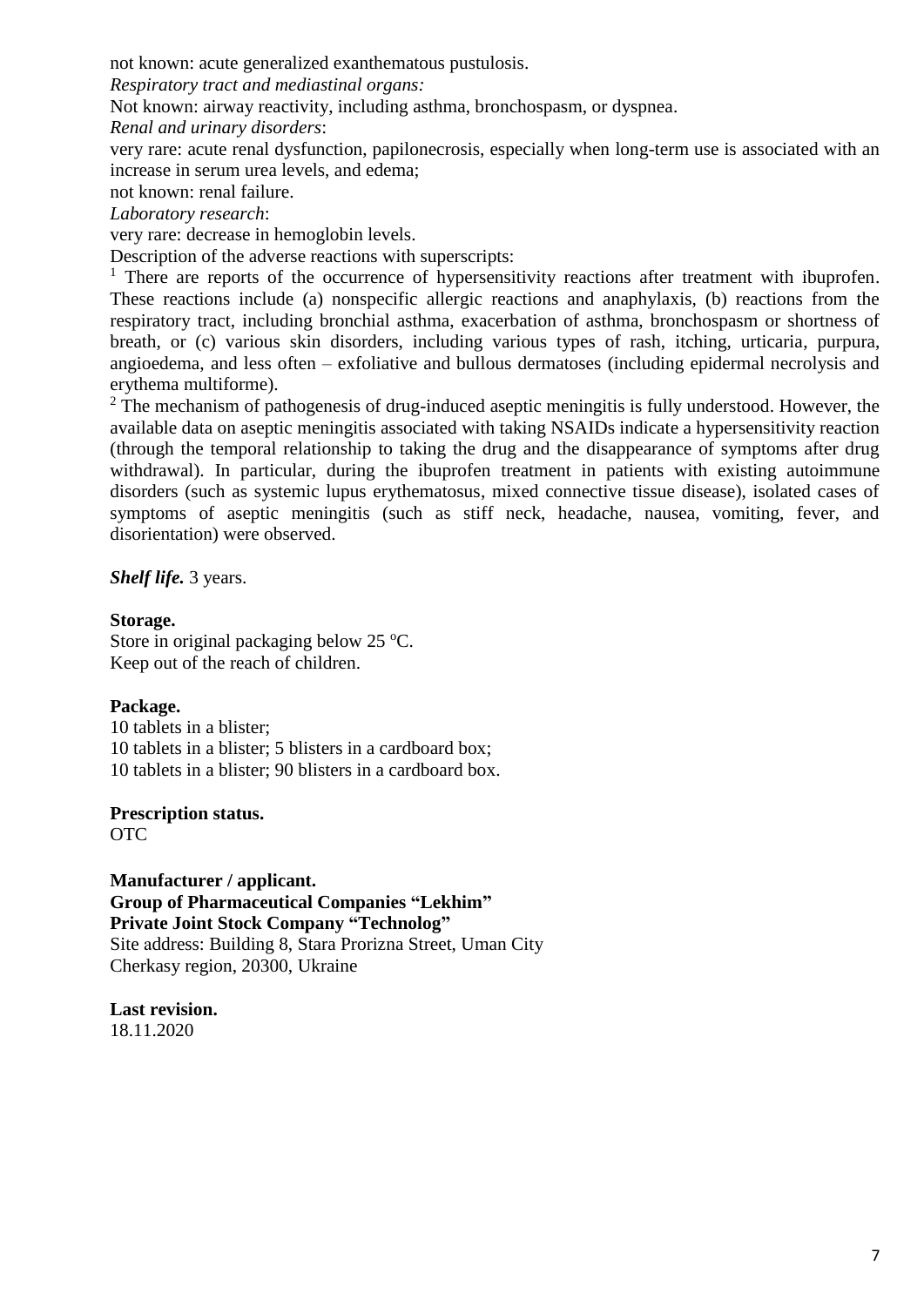not known: acute generalized exanthematous pustulosis.

*Respiratory tract and mediastinal organs:*

Not known: airway reactivity, including asthma, bronchospasm, or dyspnea.

*Renal and urinary disorders*:

very rare: acute renal dysfunction, papilonecrosis, especially when long-term use is associated with an increase in serum urea levels, and edema;

not known: renal failure.

*Laboratory research*:

very rare: decrease in hemoglobin levels.

Description of the adverse reactions with superscripts:

[1] There are reports of the occurrence of hypersensitivity reactions after treatment with ibuprofen. These reactions include (a) nonspecific allergic reactions and anaphylaxis, (b) reactions from the respiratory tract, including bronchial asthma, exacerbation of asthma, bronchospasm or shortness of breath, or (c) various skin disorders, including various types of rash, itching, urticaria, purpura, angioedema, and less often – exfoliative and bullous dermatoses (including epidermal necrolysis and erythema multiforme).

[2] The mechanism of pathogenesis of drug-induced aseptic meningitis is fully understood. However, the available data on aseptic meningitis associated with taking NSAIDs indicate a hypersensitivity reaction (through the temporal relationship to taking the drug and the disappearance of symptoms after drug withdrawal). In particular, during the ibuprofen treatment in patients with existing autoimmune disorders (such as systemic lupus erythematosus, mixed connective tissue disease), isolated cases of symptoms of aseptic meningitis (such as stiff neck, headache, nausea, vomiting, fever, and disorientation) were observed.

***Shelf life.*** 3 years.

**Storage.**

Store in original packaging below 25 $^{o}$C.

Keep out of the reach of children.

**Package.**

10 tablets in a blister;

10 tablets in a blister; 5 blisters in a cardboard box;

10 tablets in a blister; 90 blisters in a cardboard box.

**Prescription status.**

OTC

**Manufacturer / applicant.**

**Group of Pharmaceutical Companies “Lekhim”**

**Private Joint Stock Company “Technolog”**

Site address: Building 8, Stara Prorizna Street, Uman City

Cherkasy region, 20300, Ukraine

**Last revision.**

18.11.2020